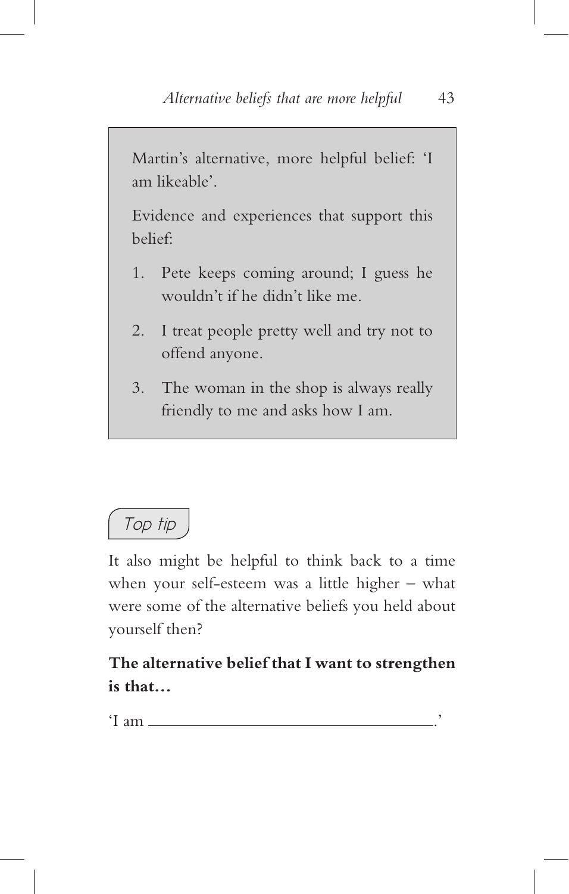Martin's alternative, more helpful belief: 'I am likeable'.

Evidence and experiences that support this belief:

1. Pete keeps coming around; I guess he wouldn't if he didn't like me.
2. I treat people pretty well and try not to offend anyone.
3. The woman in the shop is always really friendly to me and asks how I am.

*Top tip*

It also might be helpful to think back to a time when your self-esteem was a little higher – what were some of the alternative beliefs you held about yourself then?

**The alternative belief that I want to strengthen is that…**

'I am \_\_\_\_\_\_\_\_\_\_\_\_\_\_\_\_\_\_\_\_\_\_\_\_\_\_\_\_\_\_\_\_\_\_\_\_.'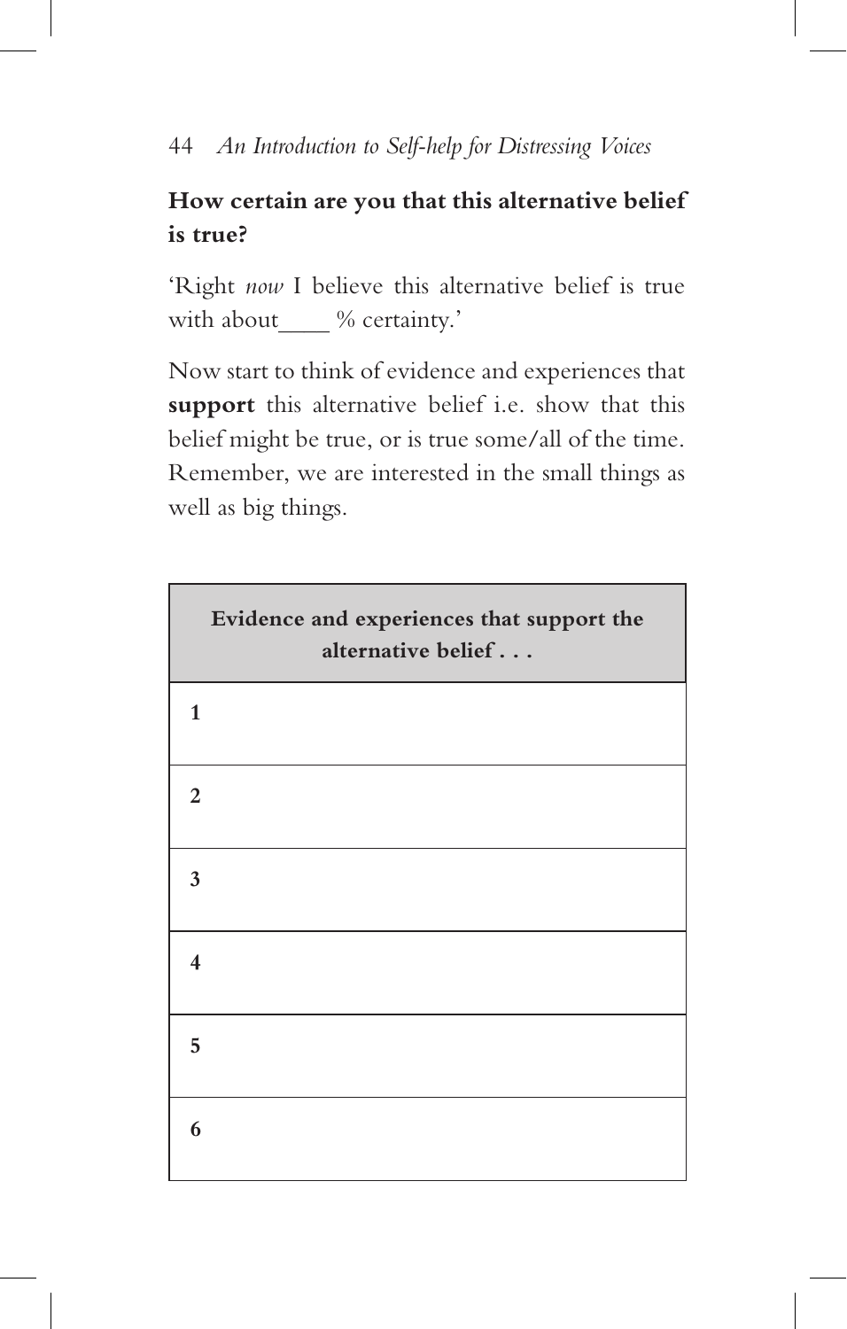**How certain are you that this alternative belief is true?**

'Right *now* I believe this alternative belief is true with about____ % certainty.'

Now start to think of evidence and experiences that **support** this alternative belief i.e. show that this belief might be true, or is true some/all of the time. Remember, we are interested in the small things as well as big things.

| Evidence and experiences that support the alternative belief . . . |
|---|
| **1** |
| **2** |
| **3** |
| **4** |
| **5** |
| **6** |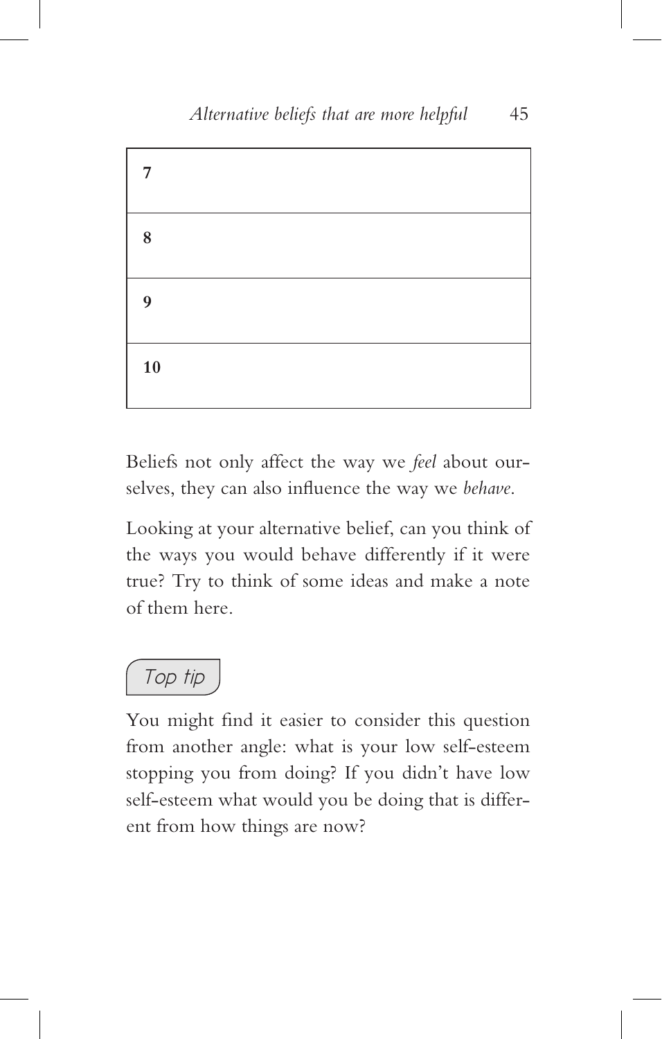| |
|---|
| **7** |
| **8** |
| **9** |
| **10** |

Beliefs not only affect the way we *feel* about ourselves, they can also influence the way we *behave*.

Looking at your alternative belief, can you think of the ways you would behave differently if it were true? Try to think of some ideas and make a note of them here.

*Top tip*

You might find it easier to consider this question from another angle: what is your low self-esteem stopping you from doing? If you didn't have low self-esteem what would you be doing that is different from how things are now?